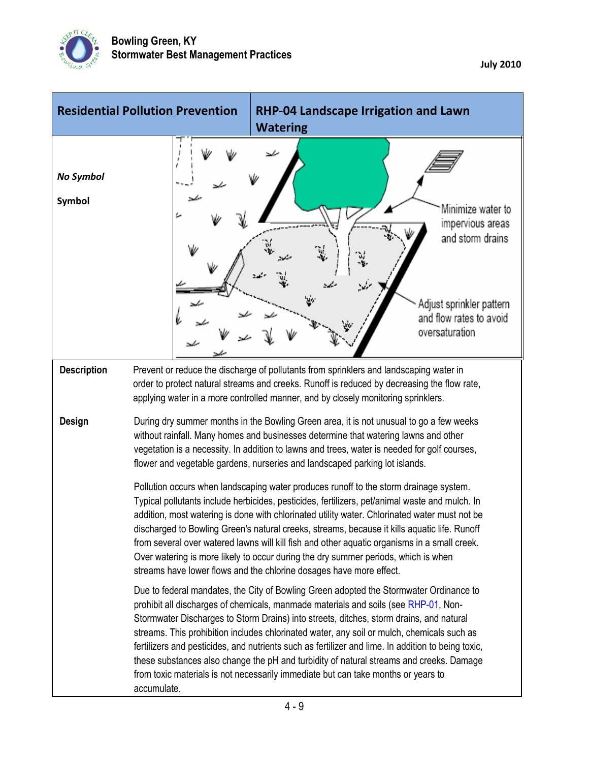**Residential Pollution Prevention** | **RHP-04 Landscape Irrigation and Lawn Watering**

***No Symbol***

**Symbol**

Minimize water to impervious areas and storm drains

Adjust sprinkler pattern and flow rates to avoid oversaturation

**Description**

Prevent or reduce the discharge of pollutants from sprinklers and landscaping water in order to protect natural streams and creeks. Runoff is reduced by decreasing the flow rate, applying water in a more controlled manner, and by closely monitoring sprinklers.

**Design**

During dry summer months in the Bowling Green area, it is not unusual to go a few weeks without rainfall. Many homes and businesses determine that watering lawns and other vegetation is a necessity. In addition to lawns and trees, water is needed for golf courses, flower and vegetable gardens, nurseries and landscaped parking lot islands.

Pollution occurs when landscaping water produces runoff to the storm drainage system. Typical pollutants include herbicides, pesticides, fertilizers, pet/animal waste and mulch. In addition, most watering is done with chlorinated utility water. Chlorinated water must not be discharged to Bowling Green's natural creeks, streams, because it kills aquatic life. Runoff from several over watered lawns will kill fish and other aquatic organisms in a small creek. Over watering is more likely to occur during the dry summer periods, which is when streams have lower flows and the chlorine dosages have more effect.

Due to federal mandates, the City of Bowling Green adopted the Stormwater Ordinance to prohibit all discharges of chemicals, manmade materials and soils (see RHP-01, Non-Stormwater Discharges to Storm Drains) into streets, ditches, storm drains, and natural streams. This prohibition includes chlorinated water, any soil or mulch, chemicals such as fertilizers and pesticides, and nutrients such as fertilizer and lime. In addition to being toxic, these substances also change the pH and turbidity of natural streams and creeks. Damage from toxic materials is not necessarily immediate but can take months or years to accumulate.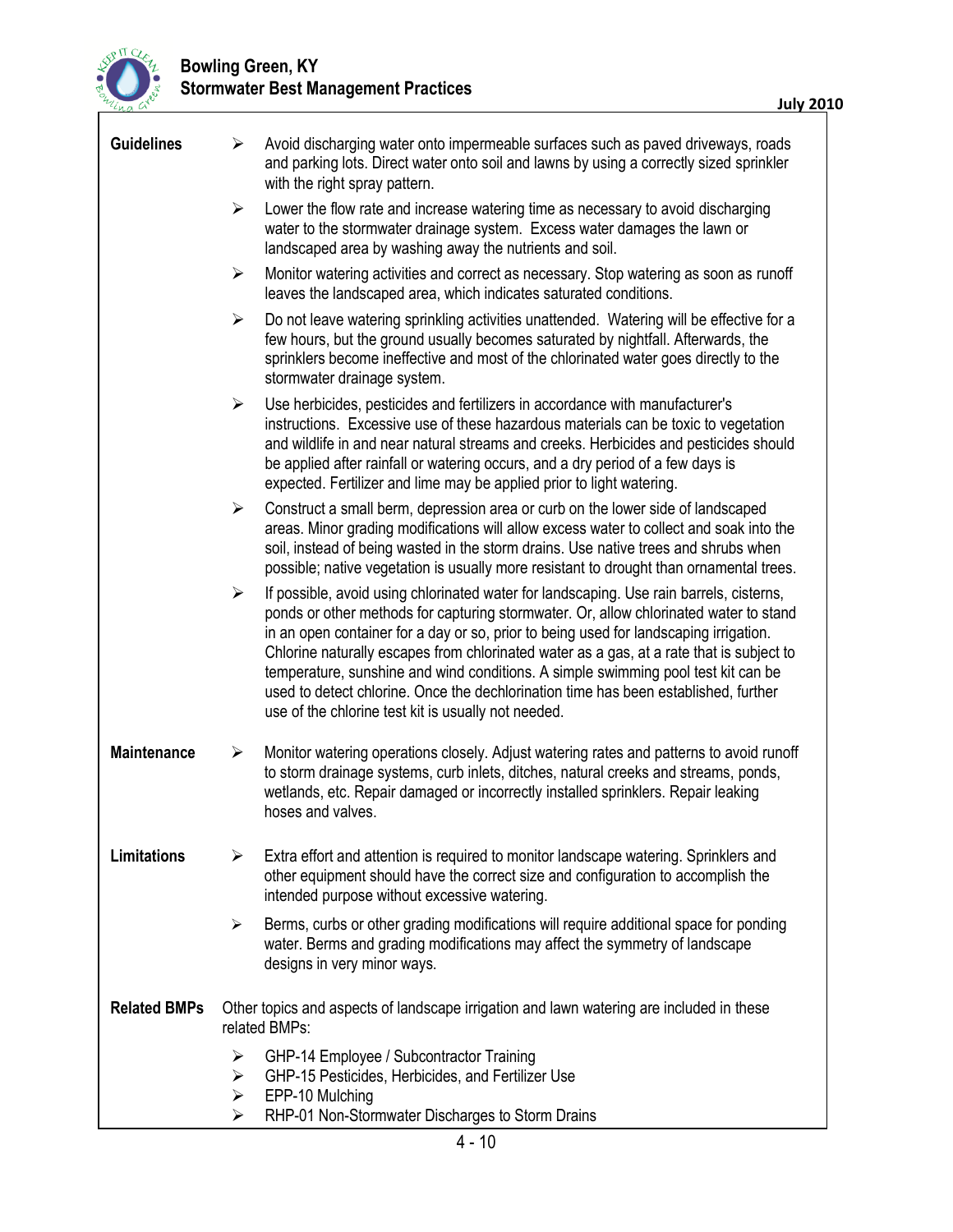**Guidelines**

- Avoid discharging water onto impermeable surfaces such as paved driveways, roads and parking lots. Direct water onto soil and lawns by using a correctly sized sprinkler with the right spray pattern.
- Lower the flow rate and increase watering time as necessary to avoid discharging water to the stormwater drainage system. Excess water damages the lawn or landscaped area by washing away the nutrients and soil.
- Monitor watering activities and correct as necessary. Stop watering as soon as runoff leaves the landscaped area, which indicates saturated conditions.
- Do not leave watering sprinkling activities unattended. Watering will be effective for a few hours, but the ground usually becomes saturated by nightfall. Afterwards, the sprinklers become ineffective and most of the chlorinated water goes directly to the stormwater drainage system.
- Use herbicides, pesticides and fertilizers in accordance with manufacturer's instructions. Excessive use of these hazardous materials can be toxic to vegetation and wildlife in and near natural streams and creeks. Herbicides and pesticides should be applied after rainfall or watering occurs, and a dry period of a few days is expected. Fertilizer and lime may be applied prior to light watering.
- Construct a small berm, depression area or curb on the lower side of landscaped areas. Minor grading modifications will allow excess water to collect and soak into the soil, instead of being wasted in the storm drains. Use native trees and shrubs when possible; native vegetation is usually more resistant to drought than ornamental trees.
- If possible, avoid using chlorinated water for landscaping. Use rain barrels, cisterns, ponds or other methods for capturing stormwater. Or, allow chlorinated water to stand in an open container for a day or so, prior to being used for landscaping irrigation. Chlorine naturally escapes from chlorinated water as a gas, at a rate that is subject to temperature, sunshine and wind conditions. A simple swimming pool test kit can be used to detect chlorine. Once the dechlorination time has been established, further use of the chlorine test kit is usually not needed.

**Maintenance**

- Monitor watering operations closely. Adjust watering rates and patterns to avoid runoff to storm drainage systems, curb inlets, ditches, natural creeks and streams, ponds, wetlands, etc. Repair damaged or incorrectly installed sprinklers. Repair leaking hoses and valves.

**Limitations**

- Extra effort and attention is required to monitor landscape watering. Sprinklers and other equipment should have the correct size and configuration to accomplish the intended purpose without excessive watering.
- Berms, curbs or other grading modifications will require additional space for ponding water. Berms and grading modifications may affect the symmetry of landscape designs in very minor ways.

**Related BMPs**

Other topics and aspects of landscape irrigation and lawn watering are included in these related BMPs:

- GHP-14 Employee / Subcontractor Training
- GHP-15 Pesticides, Herbicides, and Fertilizer Use
- EPP-10 Mulching
- RHP-01 Non-Stormwater Discharges to Storm Drains